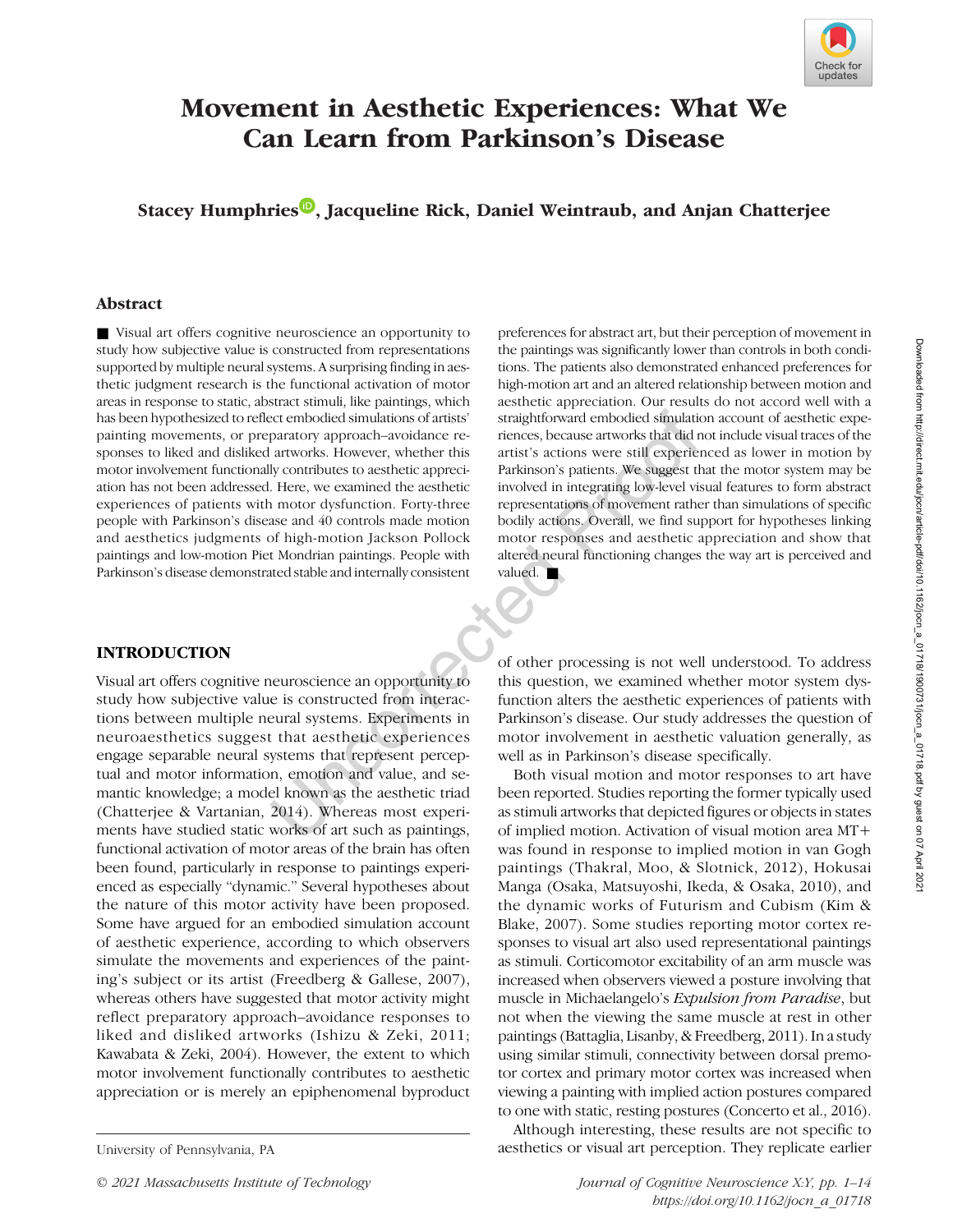# Movement in Aesthetic Experiences: What We Can Learn from Parkinson's Disease

**Stacey Humphries, Jacqueline Rick, Daniel Weintraub, and Anjan Chatterjee**

## Abstract

■ Visual art offers cognitive neuroscience an opportunity to study how subjective value is constructed from representations supported by multiple neural systems. A surprising finding in aesthetic judgment research is the functional activation of motor areas in response to static, abstract stimuli, like paintings, which has been hypothesized to reflect embodied simulations of artists' painting movements, or preparatory approach–avoidance responses to liked and disliked artworks. However, whether this motor involvement functionally contributes to aesthetic appreciation has not been addressed. Here, we examined the aesthetic experiences of patients with motor dysfunction. Forty-three people with Parkinson's disease and 40 controls made motion and aesthetics judgments of high-motion Jackson Pollock paintings and low-motion Piet Mondrian paintings. People with Parkinson's disease demonstrated stable and internally consistent preferences for abstract art, but their perception of movement in the paintings was significantly lower than controls in both conditions. The patients also demonstrated enhanced preferences for high-motion art and an altered relationship between motion and aesthetic appreciation. Our results do not accord well with a straightforward embodied simulation account of aesthetic experiences, because artworks that did not include visual traces of the artist's actions were still experienced as lower in motion by Parkinson's patients. We suggest that the motor system may be involved in integrating low-level visual features to form abstract representations of movement rather than simulations of specific bodily actions. Overall, we find support for hypotheses linking motor responses and aesthetic appreciation and show that altered neural functioning changes the way art is perceived and valued. ■

## INTRODUCTION

Visual art offers cognitive neuroscience an opportunity to study how subjective value is constructed from interactions between multiple neural systems. Experiments in neuroaesthetics suggest that aesthetic experiences engage separable neural systems that represent perceptual and motor information, emotion and value, and semantic knowledge; a model known as the aesthetic triad (Chatterjee & Vartanian, 2014). Whereas most experiments have studied static works of art such as paintings, functional activation of motor areas of the brain has often been found, particularly in response to paintings experienced as especially "dynamic." Several hypotheses about the nature of this motor activity have been proposed. Some have argued for an embodied simulation account of aesthetic experience, according to which observers simulate the movements and experiences of the painting's subject or its artist (Freedberg & Gallese, 2007), whereas others have suggested that motor activity might reflect preparatory approach–avoidance responses to liked and disliked artworks (Ishizu & Zeki, 2011; Kawabata & Zeki, 2004). However, the extent to which motor involvement functionally contributes to aesthetic appreciation or is merely an epiphenomenal byproduct of other processing is not well understood. To address this question, we examined whether motor system dysfunction alters the aesthetic experiences of patients with Parkinson's disease. Our study addresses the question of motor involvement in aesthetic valuation generally, as well as in Parkinson's disease specifically.

Both visual motion and motor responses to art have been reported. Studies reporting the former typically used as stimuli artworks that depicted figures or objects in states of implied motion. Activation of visual motion area MT+ was found in response to implied motion in van Gogh paintings (Thakral, Moo, & Slotnick, 2012), Hokusai Manga (Osaka, Matsuyoshi, Ikeda, & Osaka, 2010), and the dynamic works of Futurism and Cubism (Kim & Blake, 2007). Some studies reporting motor cortex responses to visual art also used representational paintings as stimuli. Corticomotor excitability of an arm muscle was increased when observers viewed a posture involving that muscle in Michaelangelo's *Expulsion from Paradise*, but not when the viewing the same muscle at rest in other paintings (Battaglia, Lisanby, & Freedberg, 2011). In a study using similar stimuli, connectivity between dorsal premotor cortex and primary motor cortex was increased when viewing a painting with implied action postures compared to one with static, resting postures (Concerto et al., 2016).

Although interesting, these results are not specific to aesthetics or visual art perception. They replicate earlier

University of Pennsylvania, PA

© 2021 Massachusetts Institute of Technology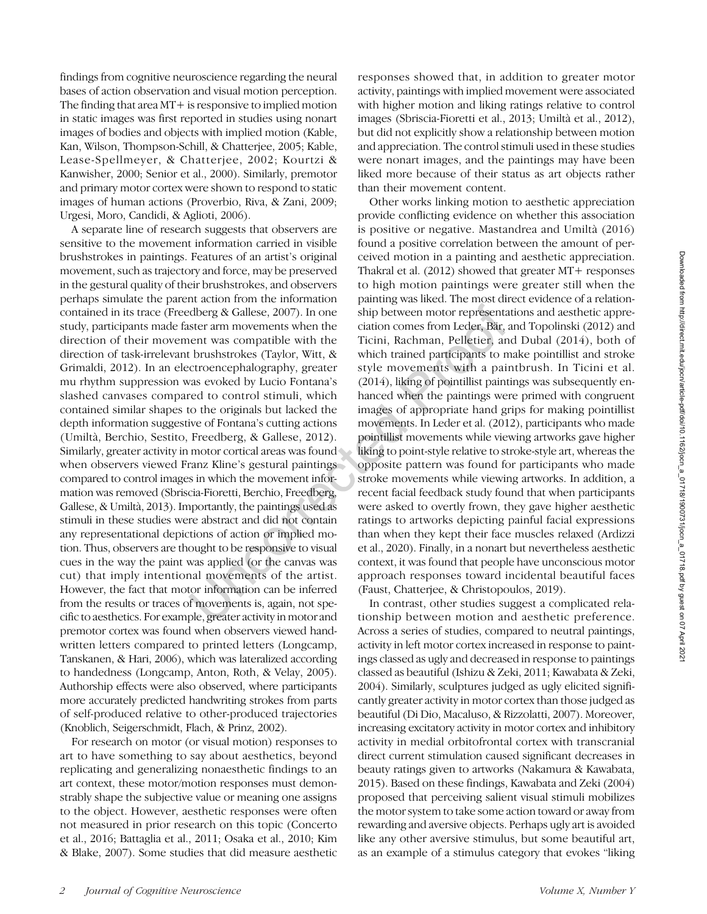findings from cognitive neuroscience regarding the neural bases of action observation and visual motion perception. The finding that area MT+ is responsive to implied motion in static images was first reported in studies using nonart images of bodies and objects with implied motion (Kable, Kan, Wilson, Thompson-Schill, & Chatterjee, 2005; Kable, Lease-Spellmeyer, & Chatterjee, 2002; Kourtzi & Kanwisher, 2000; Senior et al., 2000). Similarly, premotor and primary motor cortex were shown to respond to static images of human actions (Proverbio, Riva, & Zani, 2009; Urgesi, Moro, Candidi, & Aglioti, 2006).

A separate line of research suggests that observers are sensitive to the movement information carried in visible brushstrokes in paintings. Features of an artist's original movement, such as trajectory and force, may be preserved in the gestural quality of their brushstrokes, and observers perhaps simulate the parent action from the information contained in its trace (Freedberg & Gallese, 2007). In one study, participants made faster arm movements when the direction of their movement was compatible with the direction of task-irrelevant brushstrokes (Taylor, Witt, & Grimaldi, 2012). In an electroencephalography, greater mu rhythm suppression was evoked by Lucio Fontana's slashed canvases compared to control stimuli, which contained similar shapes to the originals but lacked the depth information suggestive of Fontana's cutting actions (Umiltà, Berchio, Sestito, Freedberg, & Gallese, 2012). Similarly, greater activity in motor cortical areas was found when observers viewed Franz Kline's gestural paintings compared to control images in which the movement information was removed (Sbriscia-Fioretti, Berchio, Freedberg, Gallese, & Umiltà, 2013). Importantly, the paintings used as stimuli in these studies were abstract and did not contain any representational depictions of action or implied motion. Thus, observers are thought to be responsive to visual cues in the way the paint was applied (or the canvas was cut) that imply intentional movements of the artist. However, the fact that motor information can be inferred from the results or traces of movements is, again, not specific to aesthetics. For example, greater activity in motor and premotor cortex was found when observers viewed handwritten letters compared to printed letters (Longcamp, Tanskanen, & Hari, 2006), which was lateralized according to handedness (Longcamp, Anton, Roth, & Velay, 2005). Authorship effects were also observed, where participants more accurately predicted handwriting strokes from parts of self-produced relative to other-produced trajectories (Knoblich, Seigerschmidt, Flach, & Prinz, 2002).

For research on motor (or visual motion) responses to art to have something to say about aesthetics, beyond replicating and generalizing nonaesthetic findings to an art context, these motor/motion responses must demonstrably shape the subjective value or meaning one assigns to the object. However, aesthetic responses were often not measured in prior research on this topic (Concerto et al., 2016; Battaglia et al., 2011; Osaka et al., 2010; Kim & Blake, 2007). Some studies that did measure aesthetic responses showed that, in addition to greater motor activity, paintings with implied movement were associated with higher motion and liking ratings relative to control images (Sbriscia-Fioretti et al., 2013; Umiltà et al., 2012), but did not explicitly show a relationship between motion and appreciation. The control stimuli used in these studies were nonart images, and the paintings may have been liked more because of their status as art objects rather than their movement content.

Other works linking motion to aesthetic appreciation provide conflicting evidence on whether this association is positive or negative. Mastandrea and Umiltà (2016) found a positive correlation between the amount of perceived motion in a painting and aesthetic appreciation. Thakral et al. (2012) showed that greater MT+ responses to high motion paintings were greater still when the painting was liked. The most direct evidence of a relationship between motor representations and aesthetic appreciation comes from Leder, Bär, and Topolinski (2012) and Ticini, Rachman, Pelletier, and Dubal (2014), both of which trained participants to make pointillist and stroke style movements with a paintbrush. In Ticini et al. (2014), liking of pointillist paintings was subsequently enhanced when the paintings were primed with congruent images of appropriate hand grips for making pointillist movements. In Leder et al. (2012), participants who made pointillist movements while viewing artworks gave higher liking to point-style relative to stroke-style art, whereas the opposite pattern was found for participants who made stroke movements while viewing artworks. In addition, a recent facial feedback study found that when participants were asked to overtly frown, they gave higher aesthetic ratings to artworks depicting painful facial expressions than when they kept their face muscles relaxed (Ardizzi et al., 2020). Finally, in a nonart but nevertheless aesthetic context, it was found that people have unconscious motor approach responses toward incidental beautiful faces (Faust, Chatterjee, & Christopoulos, 2019).

In contrast, other studies suggest a complicated relationship between motion and aesthetic preference. Across a series of studies, compared to neutral paintings, activity in left motor cortex increased in response to paintings classed as ugly and decreased in response to paintings classed as beautiful (Ishizu & Zeki, 2011; Kawabata & Zeki, 2004). Similarly, sculptures judged as ugly elicited significantly greater activity in motor cortex than those judged as beautiful (Di Dio, Macaluso, & Rizzolatti, 2007). Moreover, increasing excitatory activity in motor cortex and inhibitory activity in medial orbitofrontal cortex with transcranial direct current stimulation caused significant decreases in beauty ratings given to artworks (Nakamura & Kawabata, 2015). Based on these findings, Kawabata and Zeki (2004) proposed that perceiving salient visual stimuli mobilizes the motor system to take some action toward or away from rewarding and aversive objects. Perhaps ugly art is avoided like any other aversive stimulus, but some beautiful art, as an example of a stimulus category that evokes "liking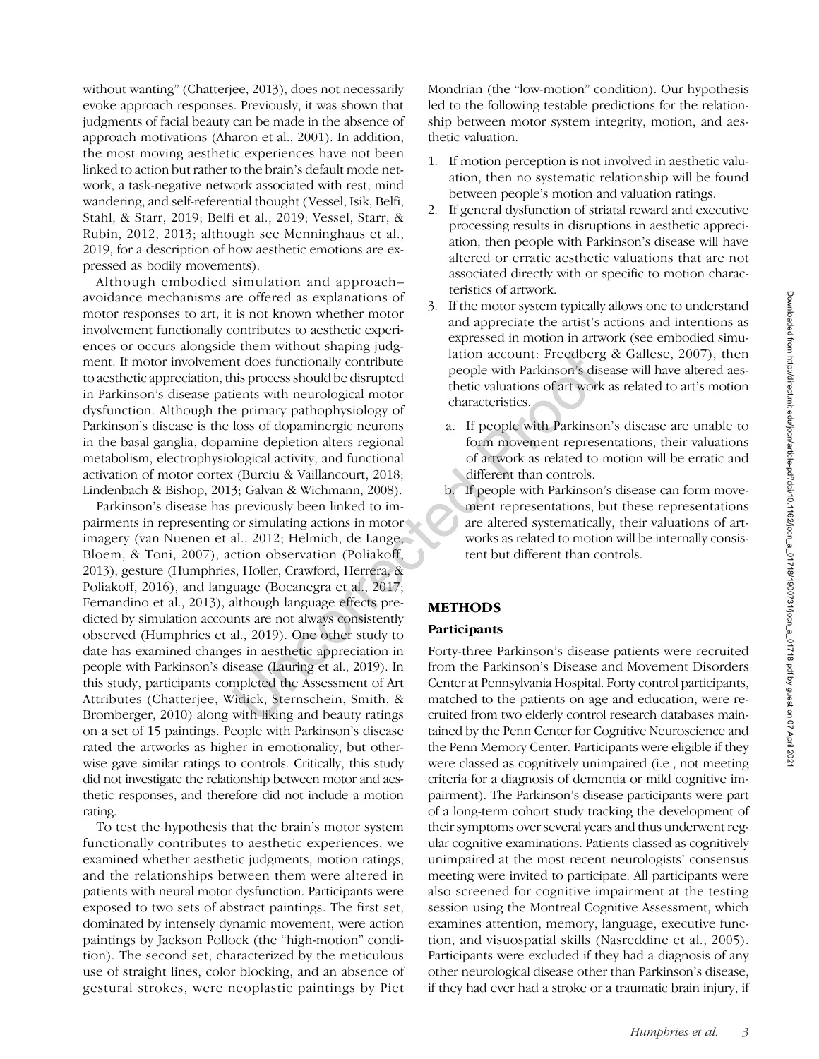without wanting" (Chatterjee, 2013), does not necessarily evoke approach responses. Previously, it was shown that judgments of facial beauty can be made in the absence of approach motivations (Aharon et al., 2001). In addition, the most moving aesthetic experiences have not been linked to action but rather to the brain's default mode network, a task-negative network associated with rest, mind wandering, and self-referential thought (Vessel, Isik, Belfi, Stahl, & Starr, 2019; Belfi et al., 2019; Vessel, Starr, & Rubin, 2012, 2013; although see Menninghaus et al., 2019, for a description of how aesthetic emotions are expressed as bodily movements).

Although embodied simulation and approach–avoidance mechanisms are offered as explanations of motor responses to art, it is not known whether motor involvement functionally contributes to aesthetic experiences or occurs alongside them without shaping judgment. If motor involvement does functionally contribute to aesthetic appreciation, this process should be disrupted in Parkinson's disease patients with neurological motor dysfunction. Although the primary pathophysiology of Parkinson's disease is the loss of dopaminergic neurons in the basal ganglia, dopamine depletion alters regional metabolism, electrophysiological activity, and functional activation of motor cortex (Burciu & Vaillancourt, 2018; Lindenbach & Bishop, 2013; Galvan & Wichmann, 2008).

Parkinson's disease has previously been linked to impairments in representing or simulating actions in motor imagery (van Nuenen et al., 2012; Helmich, de Lange, Bloem, & Toni, 2007), action observation (Poliakoff, 2013), gesture (Humphries, Holler, Crawford, Herrera, & Poliakoff, 2016), and language (Bocanegra et al., 2017; Fernandino et al., 2013), although language effects predicted by simulation accounts are not always consistently observed (Humphries et al., 2019). One other study to date has examined changes in aesthetic appreciation in people with Parkinson's disease (Lauring et al., 2019). In this study, participants completed the Assessment of Art Attributes (Chatterjee, Widick, Sternschein, Smith, & Bromberger, 2010) along with liking and beauty ratings on a set of 15 paintings. People with Parkinson's disease rated the artworks as higher in emotionality, but otherwise gave similar ratings to controls. Critically, this study did not investigate the relationship between motor and aesthetic responses, and therefore did not include a motion rating.

To test the hypothesis that the brain's motor system functionally contributes to aesthetic experiences, we examined whether aesthetic judgments, motion ratings, and the relationships between them were altered in patients with neural motor dysfunction. Participants were exposed to two sets of abstract paintings. The first set, dominated by intensely dynamic movement, were action paintings by Jackson Pollock (the "high-motion" condition). The second set, characterized by the meticulous use of straight lines, color blocking, and an absence of gestural strokes, were neoplastic paintings by Piet Mondrian (the "low-motion" condition). Our hypothesis led to the following testable predictions for the relationship between motor system integrity, motion, and aesthetic valuation.

1. If motion perception is not involved in aesthetic valuation, then no systematic relationship will be found between people's motion and valuation ratings.
2. If general dysfunction of striatal reward and executive processing results in disruptions in aesthetic appreciation, then people with Parkinson's disease will have altered or erratic aesthetic valuations that are not associated directly with or specific to motion characteristics of artwork.
3. If the motor system typically allows one to understand and appreciate the artist's actions and intentions as expressed in motion in artwork (see embodied simulation account: Freedberg & Gallese, 2007), then people with Parkinson's disease will have altered aesthetic valuations of art work as related to art's motion characteristics.
   a. If people with Parkinson's disease are unable to form movement representations, their valuations of artwork as related to motion will be erratic and different than controls.
   b. If people with Parkinson's disease can form movement representations, but these representations are altered systematically, their valuations of artworks as related to motion will be internally consistent but different than controls.

## METHODS

### Participants

Forty-three Parkinson's disease patients were recruited from the Parkinson's Disease and Movement Disorders Center at Pennsylvania Hospital. Forty control participants, matched to the patients on age and education, were recruited from two elderly control research databases maintained by the Penn Center for Cognitive Neuroscience and the Penn Memory Center. Participants were eligible if they were classed as cognitively unimpaired (i.e., not meeting criteria for a diagnosis of dementia or mild cognitive impairment). The Parkinson's disease participants were part of a long-term cohort study tracking the development of their symptoms over several years and thus underwent regular cognitive examinations. Patients classed as cognitively unimpaired at the most recent neurologists' consensus meeting were invited to participate. All participants were also screened for cognitive impairment at the testing session using the Montreal Cognitive Assessment, which examines attention, memory, language, executive function, and visuospatial skills (Nasreddine et al., 2005). Participants were excluded if they had a diagnosis of any other neurological disease other than Parkinson's disease, if they had ever had a stroke or a traumatic brain injury, if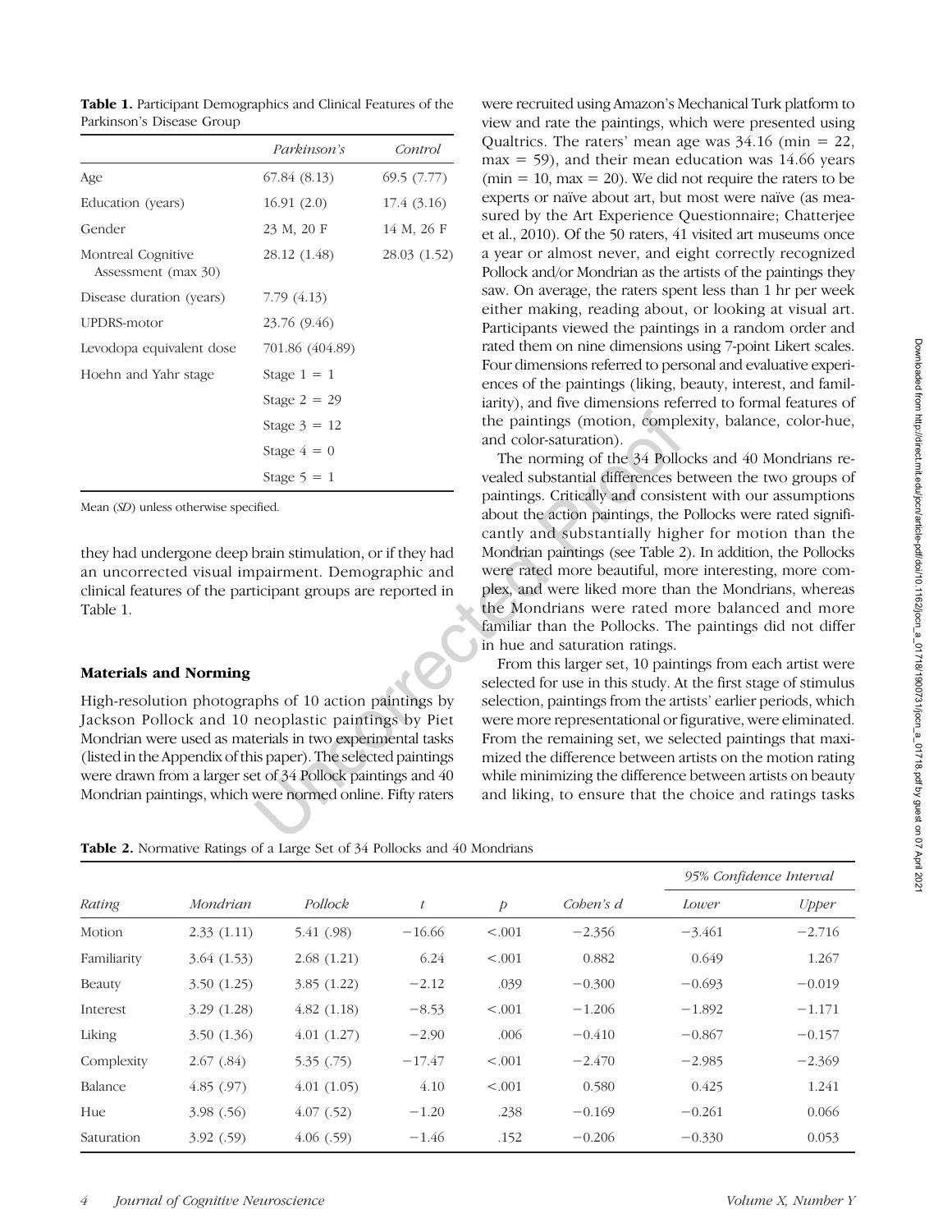**Table 1.** Participant Demographics and Clinical Features of the Parkinson's Disease Group

| | *Parkinson's* | *Control* |
|---|---|---|
| Age | 67.84 (8.13) | 69.5 (7.77) |
| Education (years) | 16.91 (2.0) | 17.4 (3.16) |
| Gender | 23 M, 20 F | 14 M, 26 F |
| Montreal Cognitive Assessment (max 30) | 28.12 (1.48) | 28.03 (1.52) |
| Disease duration (years) | 7.79 (4.13) | |
| UPDRS-motor | 23.76 (9.46) | |
| Levodopa equivalent dose | 701.86 (404.89) | |
| Hoehn and Yahr stage | Stage 1 = 1 | |
| | Stage 2 = 29 | |
| | Stage 3 = 12 | |
| | Stage 4 = 0 | |
| | Stage 5 = 1 | |

Mean (*SD*) unless otherwise specified.

they had undergone deep brain stimulation, or if they had an uncorrected visual impairment. Demographic and clinical features of the participant groups are reported in Table 1.

### Materials and Norming

High-resolution photographs of 10 action paintings by Jackson Pollock and 10 neoplastic paintings by Piet Mondrian were used as materials in two experimental tasks (listed in the Appendix of this paper). The selected paintings were drawn from a larger set of 34 Pollock paintings and 40 Mondrian paintings, which were normed online. Fifty raters were recruited using Amazon's Mechanical Turk platform to view and rate the paintings, which were presented using Qualtrics. The raters' mean age was 34.16 (min = 22, max = 59), and their mean education was 14.66 years (min = 10, max = 20). We did not require the raters to be experts or naïve about art, but most were naïve (as measured by the Art Experience Questionnaire; Chatterjee et al., 2010). Of the 50 raters, 41 visited art museums once a year or almost never, and eight correctly recognized Pollock and/or Mondrian as the artists of the paintings they saw. On average, the raters spent less than 1 hr per week either making, reading about, or looking at visual art. Participants viewed the paintings in a random order and rated them on nine dimensions using 7-point Likert scales. Four dimensions referred to personal and evaluative experiences of the paintings (liking, beauty, interest, and familiarity), and five dimensions referred to formal features of the paintings (motion, complexity, balance, color-hue, and color-saturation).

The norming of the 34 Pollocks and 40 Mondrians revealed substantial differences between the two groups of paintings. Critically and consistent with our assumptions about the action paintings, the Pollocks were rated significantly and substantially higher for motion than the Mondrian paintings (see Table 2). In addition, the Pollocks were rated more beautiful, more interesting, more complex, and were liked more than the Mondrians, whereas the Mondrians were rated more balanced and more familiar than the Pollocks. The paintings did not differ in hue and saturation ratings.

From this larger set, 10 paintings from each artist were selected for use in this study. At the first stage of stimulus selection, paintings from the artists' earlier periods, which were more representational or figurative, were eliminated. From the remaining set, we selected paintings that maximized the difference between artists on the motion rating while minimizing the difference between artists on beauty and liking, to ensure that the choice and ratings tasks

**Table 2.** Normative Ratings of a Large Set of 34 Pollocks and 40 Mondrians

| | | | | | | *95% Confidence Interval* | |
|---|---|---|---|---|---|---|---|
| *Rating* | *Mondrian* | *Pollock* | *t* | *p* | *Cohen's d* | *Lower* | *Upper* |
| Motion | 2.33 (1.11) | 5.41 (.98) | −16.66 | <.001 | −2.356 | −3.461 | −2.716 |
| Familiarity | 3.64 (1.53) | 2.68 (1.21) | 6.24 | <.001 | 0.882 | 0.649 | 1.267 |
| Beauty | 3.50 (1.25) | 3.85 (1.22) | −2.12 | .039 | −0.300 | −0.693 | −0.019 |
| Interest | 3.29 (1.28) | 4.82 (1.18) | −8.53 | <.001 | −1.206 | −1.892 | −1.171 |
| Liking | 3.50 (1.36) | 4.01 (1.27) | −2.90 | .006 | −0.410 | −0.867 | −0.157 |
| Complexity | 2.67 (.84) | 5.35 (.75) | −17.47 | <.001 | −2.470 | −2.985 | −2.369 |
| Balance | 4.85 (.97) | 4.01 (1.05) | 4.10 | <.001 | 0.580 | 0.425 | 1.241 |
| Hue | 3.98 (.56) | 4.07 (.52) | −1.20 | .238 | −0.169 | −0.261 | 0.066 |
| Saturation | 3.92 (.59) | 4.06 (.59) | −1.46 | .152 | −0.206 | −0.330 | 0.053 |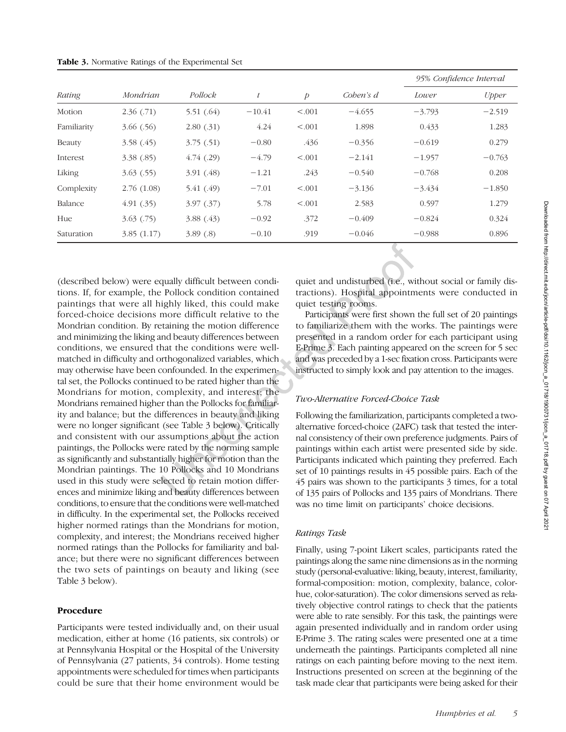**Table 3.** Normative Ratings of the Experimental Set

| Rating | Mondrian | Pollock | *t* | *p* | Cohen's *d* | 95% Confidence Interval | |
|---|---|---|---|---|---|---|---|
| | | | | | | Lower | Upper |
| Motion | 2.36 (.71) | 5.51 (.64) | −10.41 | <.001 | −4.655 | −3.793 | −2.519 |
| Familiarity | 3.66 (.56) | 2.80 (.31) | 4.24 | <.001 | 1.898 | 0.433 | 1.283 |
| Beauty | 3.58 (.45) | 3.75 (.51) | −0.80 | .436 | −0.356 | −0.619 | 0.279 |
| Interest | 3.38 (.85) | 4.74 (.29) | −4.79 | <.001 | −2.141 | −1.957 | −0.763 |
| Liking | 3.63 (.55) | 3.91 (.48) | −1.21 | .243 | −0.540 | −0.768 | 0.208 |
| Complexity | 2.76 (1.08) | 5.41 (.49) | −7.01 | <.001 | −3.136 | −3.434 | −1.850 |
| Balance | 4.91 (.35) | 3.97 (.37) | 5.78 | <.001 | 2.583 | 0.597 | 1.279 |
| Hue | 3.63 (.75) | 3.88 (.43) | −0.92 | .372 | −0.409 | −0.824 | 0.324 |
| Saturation | 3.85 (1.17) | 3.89 (.8) | −0.10 | .919 | −0.046 | −0.988 | 0.896 |

(described below) were equally difficult between conditions. If, for example, the Pollock condition contained paintings that were all highly liked, this could make forced-choice decisions more difficult relative to the Mondrian condition. By retaining the motion difference and minimizing the liking and beauty differences between conditions, we ensured that the conditions were well-matched in difficulty and orthogonalized variables, which may otherwise have been confounded. In the experimental set, the Pollocks continued to be rated higher than the Mondrians for motion, complexity, and interest; the Mondrians remained higher than the Pollocks for familiarity and balance; but the differences in beauty and liking were no longer significant (see Table 3 below). Critically and consistent with our assumptions about the action paintings, the Pollocks were rated by the norming sample as significantly and substantially higher for motion than the Mondrian paintings. The 10 Pollocks and 10 Mondrians used in this study were selected to retain motion differences and minimize liking and beauty differences between conditions, to ensure that the conditions were well-matched in difficulty. In the experimental set, the Pollocks received higher normed ratings than the Mondrians for motion, complexity, and interest; the Mondrians received higher normed ratings than the Pollocks for familiarity and balance; but there were no significant differences between the two sets of paintings on beauty and liking (see Table 3 below).

## Procedure

Participants were tested individually and, on their usual medication, either at home (16 patients, six controls) or at Pennsylvania Hospital or the Hospital of the University of Pennsylvania (27 patients, 34 controls). Home testing appointments were scheduled for times when participants could be sure that their home environment would be quiet and undisturbed (i.e., without social or family distractions). Hospital appointments were conducted in quiet testing rooms.

Participants were first shown the full set of 20 paintings to familiarize them with the works. The paintings were presented in a random order for each participant using E-Prime 3. Each painting appeared on the screen for 5 sec and was preceded by a 1-sec fixation cross. Participants were instructed to simply look and pay attention to the images.

### *Two-Alternative Forced-Choice Task*

Following the familiarization, participants completed a two-alternative forced-choice (2AFC) task that tested the internal consistency of their own preference judgments. Pairs of paintings within each artist were presented side by side. Participants indicated which painting they preferred. Each set of 10 paintings results in 45 possible pairs. Each of the 45 pairs was shown to the participants 3 times, for a total of 135 pairs of Pollocks and 135 pairs of Mondrians. There was no time limit on participants' choice decisions.

### *Ratings Task*

Finally, using 7-point Likert scales, participants rated the paintings along the same nine dimensions as in the norming study (personal-evaluative: liking, beauty, interest, familiarity, formal-composition: motion, complexity, balance, color-hue, color-saturation). The color dimensions served as relatively objective control ratings to check that the patients were able to rate sensibly. For this task, the paintings were again presented individually and in random order using E-Prime 3. The rating scales were presented one at a time underneath the paintings. Participants completed all nine ratings on each painting before moving to the next item. Instructions presented on screen at the beginning of the task made clear that participants were being asked for their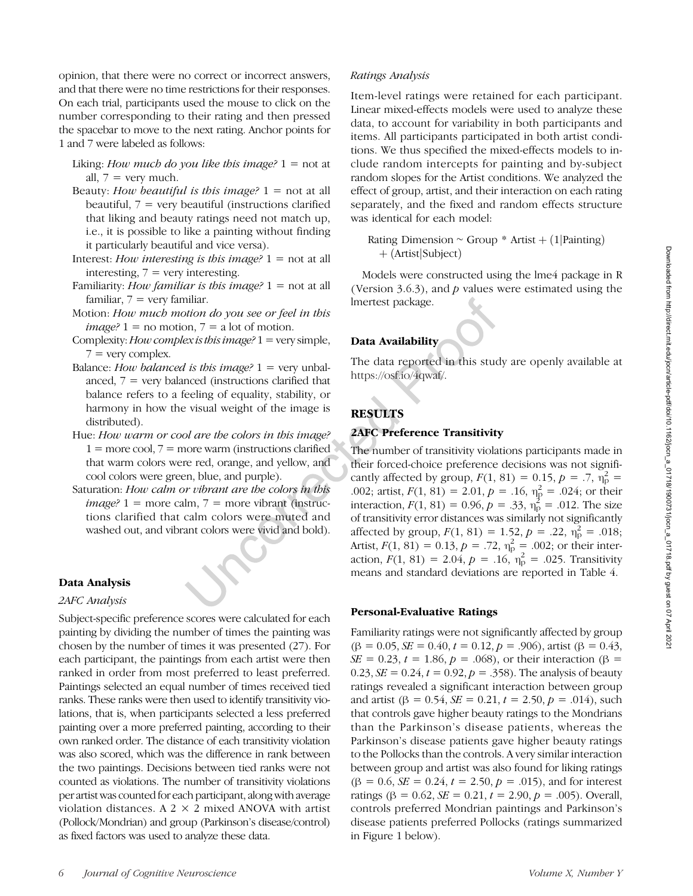opinion, that there were no correct or incorrect answers, and that there were no time restrictions for their responses. On each trial, participants used the mouse to click on the number corresponding to their rating and then pressed the spacebar to move to the next rating. Anchor points for 1 and 7 were labeled as follows:

- Liking: *How much do you like this image?* 1 = not at all, 7 = very much.
- Beauty: *How beautiful is this image?* 1 = not at all beautiful, 7 = very beautiful (instructions clarified that liking and beauty ratings need not match up, i.e., it is possible to like a painting without finding it particularly beautiful and vice versa).
- Interest: *How interesting is this image?* 1 = not at all interesting, 7 = very interesting.
- Familiarity: *How familiar is this image?* 1 = not at all familiar, 7 = very familiar.
- Motion: *How much motion do you see or feel in this image?* 1 = no motion, 7 = a lot of motion.
- Complexity: *How complex is this image?* 1 = very simple, 7 = very complex.
- Balance: *How balanced is this image?* 1 = very unbalanced, 7 = very balanced (instructions clarified that balance refers to a feeling of equality, stability, or harmony in how the visual weight of the image is distributed).
- Hue: *How warm or cool are the colors in this image?* 1 = more cool, 7 = more warm (instructions clarified that warm colors were red, orange, and yellow, and cool colors were green, blue, and purple).
- Saturation: *How calm or vibrant are the colors in this image?* 1 = more calm, 7 = more vibrant (instructions clarified that calm colors were muted and washed out, and vibrant colors were vivid and bold).

### Data Analysis

#### *2AFC Analysis*

Subject-specific preference scores were calculated for each painting by dividing the number of times the painting was chosen by the number of times it was presented (27). For each participant, the paintings from each artist were then ranked in order from most preferred to least preferred. Paintings selected an equal number of times received tied ranks. These ranks were then used to identify transitivity violations, that is, when participants selected a less preferred painting over a more preferred painting, according to their own ranked order. The distance of each transitivity violation was also scored, which was the difference in rank between the two paintings. Decisions between tied ranks were not counted as violations. The number of transitivity violations per artist was counted for each participant, along with average violation distances. A 2 × 2 mixed ANOVA with artist (Pollock/Mondrian) and group (Parkinson's disease/control) as fixed factors was used to analyze these data.

#### *Ratings Analysis*

Item-level ratings were retained for each participant. Linear mixed-effects models were used to analyze these data, to account for variability in both participants and items. All participants participated in both artist conditions. We thus specified the mixed-effects models to include random intercepts for painting and by-subject random slopes for the Artist conditions. We analyzed the effect of group, artist, and their interaction on each rating separately, and the fixed and random effects structure was identical for each model:

Rating Dimension ~ Group * Artist + (1|Painting) + (Artist|Subject)

Models were constructed using the lme4 package in R (Version 3.6.3), and $p$ values were estimated using the lmertest package.

### Data Availability

The data reported in this study are openly available at https://osf.io/4qwaf/.

## RESULTS

### 2AFC Preference Transitivity

The number of transitivity violations participants made in their forced-choice preference decisions was not significantly affected by group, $F(1, 81) = 0.15$, $p = .7$, $\eta_p^2 = .002$; artist, $F(1, 81) = 2.01$, $p = .16$, $\eta_p^2 = .024$; or their interaction, $F(1, 81) = 0.96$, $p = .33$, $\eta_p^2 = .012$. The size of transitivity error distances was similarly not significantly affected by group, $F(1, 81) = 1.52$, $p = .22$, $\eta_p^2 = .018$; Artist, $F(1, 81) = 0.13$, $p = .72$, $\eta_p^2 = .002$; or their interaction, $F(1, 81) = 2.04$, $p = .16$, $\eta_p^2 = .025$. Transitivity means and standard deviations are reported in Table 4.

### Personal-Evaluative Ratings

Familiarity ratings were not significantly affected by group ($\beta = 0.05$, $SE = 0.40$, $t = 0.12$, $p = .906$), artist ($\beta = 0.43$, $SE = 0.23$, $t = 1.86$, $p = .068$), or their interaction ($\beta = 0.23$, $SE = 0.24$, $t = 0.92$, $p = .358$). The analysis of beauty ratings revealed a significant interaction between group and artist ($\beta = 0.54$, $SE = 0.21$, $t = 2.50$, $p = .014$), such that controls gave higher beauty ratings to the Mondrians than the Parkinson's disease patients, whereas the Parkinson's disease patients gave higher beauty ratings to the Pollocks than the controls. A very similar interaction between group and artist was also found for liking ratings ($\beta = 0.6$, $SE = 0.24$, $t = 2.50$, $p = .015$), and for interest ratings ($\beta = 0.62$, $SE = 0.21$, $t = 2.90$, $p = .005$). Overall, controls preferred Mondrian paintings and Parkinson's disease patients preferred Pollocks (ratings summarized in Figure 1 below).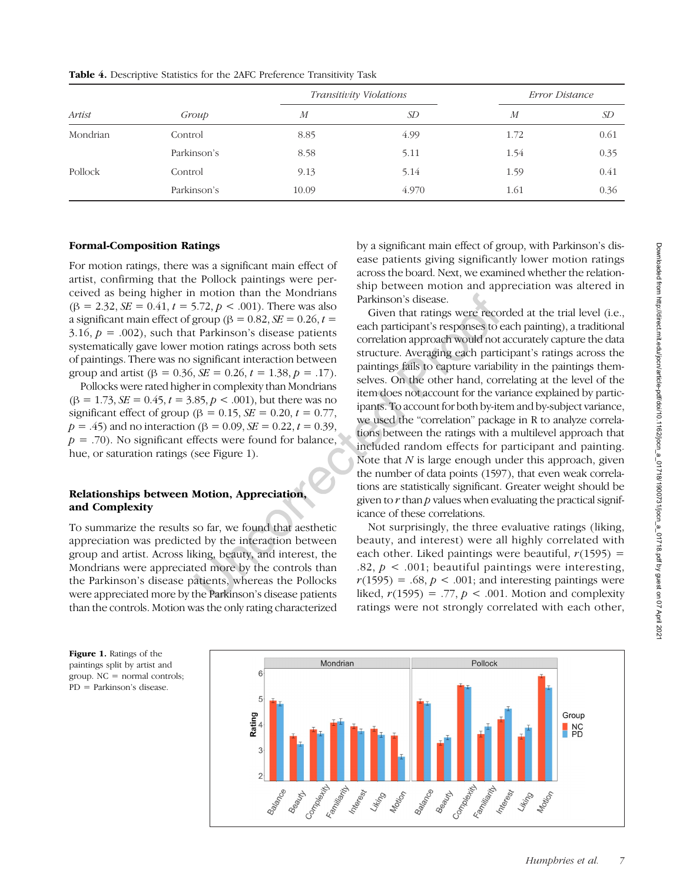**Table 4.** Descriptive Statistics for the 2AFC Preference Transitivity Task

| Artist | Group | *Transitivity Violations* | | *Error Distance* | |
|---|---|---|---|---|---|
| | | *M* | *SD* | *M* | *SD* |
| Mondrian | Control | 8.85 | 4.99 | 1.72 | 0.61 |
| | Parkinson's | 8.58 | 5.11 | 1.54 | 0.35 |
| Pollock | Control | 9.13 | 5.14 | 1.59 | 0.41 |
| | Parkinson's | 10.09 | 4.970 | 1.61 | 0.36 |

### Formal-Composition Ratings

For motion ratings, there was a significant main effect of artist, confirming that the Pollock paintings were perceived as being higher in motion than the Mondrians ($\beta = 2.32$, $SE = 0.41$, $t = 5.72$, $p < .001$). There was also a significant main effect of group ($\beta = 0.82$, $SE = 0.26$, $t = 3.16$, $p = .002$), such that Parkinson's disease patients systematically gave lower motion ratings across both sets of paintings. There was no significant interaction between group and artist ($\beta = 0.36$, $SE = 0.26$, $t = 1.38$, $p = .17$).

Pollocks were rated higher in complexity than Mondrians ($\beta = 1.73$, $SE = 0.45$, $t = 3.85$, $p < .001$), but there was no significant effect of group ($\beta = 0.15$, $SE = 0.20$, $t = 0.77$, $p = .45$) and no interaction ($\beta = 0.09$, $SE = 0.22$, $t = 0.39$, $p = .70$). No significant effects were found for balance, hue, or saturation ratings (see Figure 1).

### Relationships between Motion, Appreciation, and Complexity

To summarize the results so far, we found that aesthetic appreciation was predicted by the interaction between group and artist. Across liking, beauty, and interest, the Mondrians were appreciated more by the controls than the Parkinson's disease patients, whereas the Pollocks were appreciated more by the Parkinson's disease patients than the controls. Motion was the only rating characterized by a significant main effect of group, with Parkinson's disease patients giving significantly lower motion ratings across the board. Next, we examined whether the relationship between motion and appreciation was altered in Parkinson's disease.

Given that ratings were recorded at the trial level (i.e., each participant's responses to each painting), a traditional correlation approach would not accurately capture the data structure. Averaging each participant's ratings across the paintings fails to capture variability in the paintings themselves. On the other hand, correlating at the level of the item does not account for the variance explained by participants. To account for both by-item and by-subject variance, we used the "correlation" package in R to analyze correlations between the ratings with a multilevel approach that included random effects for participant and painting. Note that *N* is large enough under this approach, given the number of data points (1597), that even weak correlations are statistically significant. Greater weight should be given to *r* than *p* values when evaluating the practical significance of these correlations.

Not surprisingly, the three evaluative ratings (liking, beauty, and interest) were all highly correlated with each other. Liked paintings were beautiful, $r(1595) = .82$, $p < .001$; beautiful paintings were interesting, $r(1595) = .68$, $p < .001$; and interesting paintings were liked, $r(1595) = .77$, $p < .001$. Motion and complexity ratings were not strongly correlated with each other,

**Figure 1.** Ratings of the paintings split by artist and group. NC = normal controls; PD = Parkinson's disease.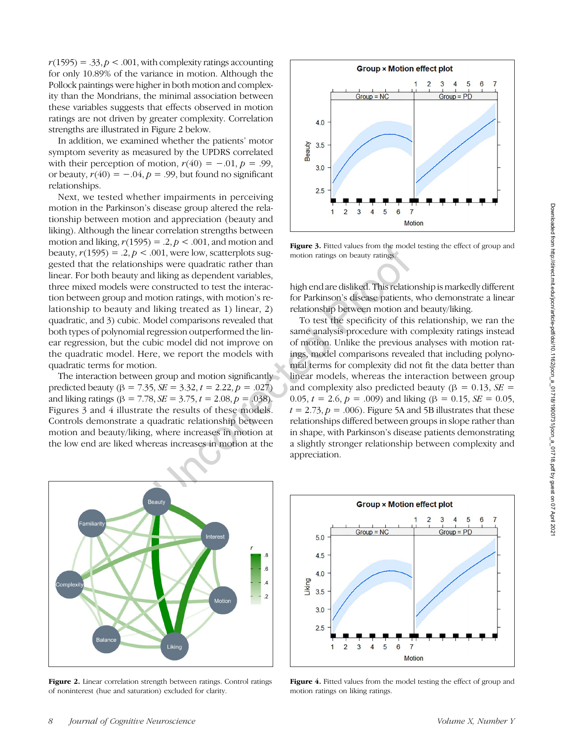$r(1595) = .33, p < .001$, with complexity ratings accounting for only 10.89% of the variance in motion. Although the Pollock paintings were higher in both motion and complexity than the Mondrians, the minimal association between these variables suggests that effects observed in motion ratings are not driven by greater complexity. Correlation strengths are illustrated in Figure 2 below.

In addition, we examined whether the patients' motor symptom severity as measured by the UPDRS correlated with their perception of motion, $r(40) = -.01, p = .99$, or beauty, $r(40) = -.04, p = .99$, but found no significant relationships.

Next, we tested whether impairments in perceiving motion in the Parkinson's disease group altered the relationship between motion and appreciation (beauty and liking). Although the linear correlation strengths between motion and liking, $r(1595) = .2, p < .001$, and motion and beauty, $r(1595) = .2, p < .001$, were low, scatterplots suggested that the relationships were quadratic rather than linear. For both beauty and liking as dependent variables, three mixed models were constructed to test the interaction between group and motion ratings, with motion's relationship to beauty and liking treated as 1) linear, 2) quadratic, and 3) cubic. Model comparisons revealed that both types of polynomial regression outperformed the linear regression, but the cubic model did not improve on the quadratic model. Here, we report the models with quadratic terms for motion.

The interaction between group and motion significantly predicted beauty ($\beta = 7.35, SE = 3.32, t = 2.22, p = .027$) and liking ratings ($\beta = 7.78, SE = 3.75, t = 2.08, p = .038$). Figures 3 and 4 illustrate the results of these models. Controls demonstrate a quadratic relationship between motion and beauty/liking, where increases in motion at the low end are liked whereas increases in motion at the high end are disliked. This relationship is markedly different for Parkinson's disease patients, who demonstrate a linear relationship between motion and beauty/liking.

To test the specificity of this relationship, we ran the same analysis procedure with complexity ratings instead of motion. Unlike the previous analyses with motion ratings, model comparisons revealed that including polynomial terms for complexity did not fit the data better than linear models, whereas the interaction between group and complexity also predicted beauty ($\beta = 0.13, SE = 0.05, t = 2.6, p = .009$) and liking ($\beta = 0.15, SE = 0.05, t = 2.73, p = .006$). Figure 5A and 5B illustrates that these relationships differed between groups in slope rather than in shape, with Parkinson's disease patients demonstrating a slightly stronger relationship between complexity and appreciation.

**Figure 3.** Fitted values from the model testing the effect of group and motion ratings on beauty ratings.

**Figure 2.** Linear correlation strength between ratings. Control ratings of noninterest (hue and saturation) excluded for clarity.

**Figure 4.** Fitted values from the model testing the effect of group and motion ratings on liking ratings.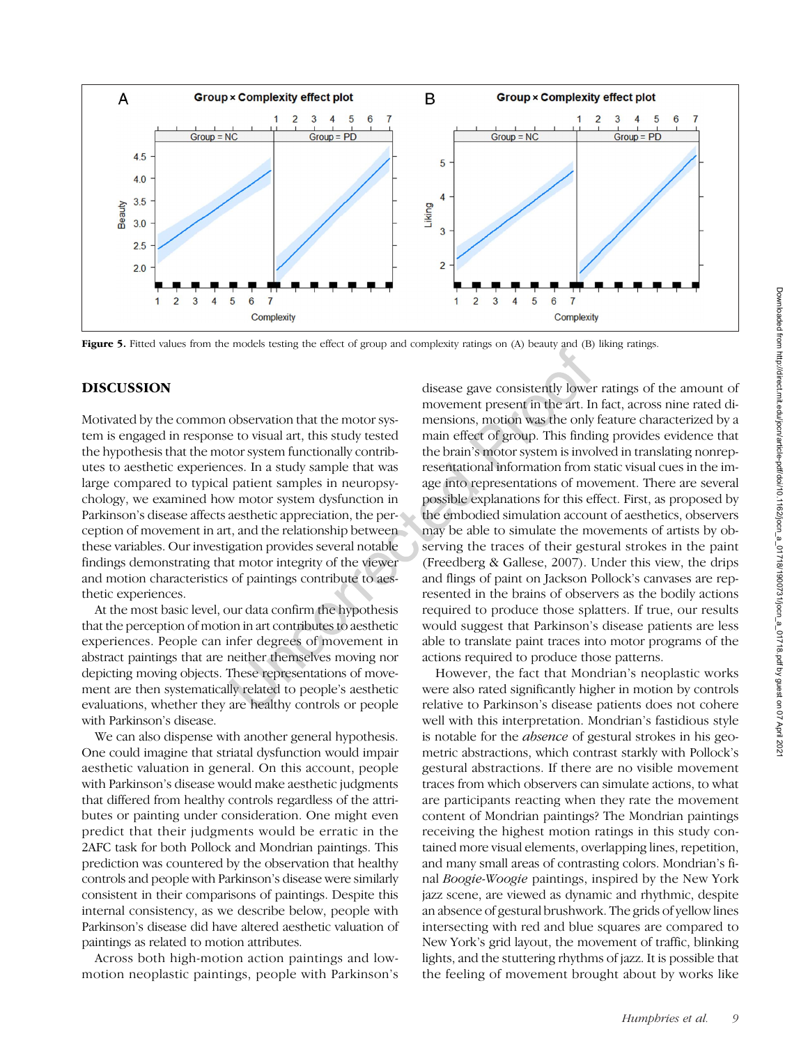**Figure 5.** Fitted values from the models testing the effect of group and complexity ratings on (A) beauty and (B) liking ratings.

## DISCUSSION

Motivated by the common observation that the motor system is engaged in response to visual art, this study tested the hypothesis that the motor system functionally contributes to aesthetic experiences. In a study sample that was large compared to typical patient samples in neuropsychology, we examined how motor system dysfunction in Parkinson's disease affects aesthetic appreciation, the perception of movement in art, and the relationship between these variables. Our investigation provides several notable findings demonstrating that motor integrity of the viewer and motion characteristics of paintings contribute to aesthetic experiences.

At the most basic level, our data confirm the hypothesis that the perception of motion in art contributes to aesthetic experiences. People can infer degrees of movement in abstract paintings that are neither themselves moving nor depicting moving objects. These representations of movement are then systematically related to people's aesthetic evaluations, whether they are healthy controls or people with Parkinson's disease.

We can also dispense with another general hypothesis. One could imagine that striatal dysfunction would impair aesthetic valuation in general. On this account, people with Parkinson's disease would make aesthetic judgments that differed from healthy controls regardless of the attributes or painting under consideration. One might even predict that their judgments would be erratic in the 2AFC task for both Pollock and Mondrian paintings. This prediction was countered by the observation that healthy controls and people with Parkinson's disease were similarly consistent in their comparisons of paintings. Despite this internal consistency, as we describe below, people with Parkinson's disease did have altered aesthetic valuation of paintings as related to motion attributes.

Across both high-motion action paintings and low-motion neoplastic paintings, people with Parkinson's disease gave consistently lower ratings of the amount of movement present in the art. In fact, across nine rated dimensions, motion was the only feature characterized by a main effect of group. This finding provides evidence that the brain's motor system is involved in translating nonrepresentational information from static visual cues in the image into representations of movement. There are several possible explanations for this effect. First, as proposed by the embodied simulation account of aesthetics, observers may be able to simulate the movements of artists by observing the traces of their gestural strokes in the paint (Freedberg & Gallese, 2007). Under this view, the drips and flings of paint on Jackson Pollock's canvases are represented in the brains of observers as the bodily actions required to produce those splatters. If true, our results would suggest that Parkinson's disease patients are less able to translate paint traces into motor programs of the actions required to produce those patterns.

However, the fact that Mondrian's neoplastic works were also rated significantly higher in motion by controls relative to Parkinson's disease patients does not cohere well with this interpretation. Mondrian's fastidious style is notable for the *absence* of gestural strokes in his geometric abstractions, which contrast starkly with Pollock's gestural abstractions. If there are no visible movement traces from which observers can simulate actions, to what are participants reacting when they rate the movement content of Mondrian paintings? The Mondrian paintings receiving the highest motion ratings in this study contained more visual elements, overlapping lines, repetition, and many small areas of contrasting colors. Mondrian's final *Boogie-Woogie* paintings, inspired by the New York jazz scene, are viewed as dynamic and rhythmic, despite an absence of gestural brushwork. The grids of yellow lines intersecting with red and blue squares are compared to New York's grid layout, the movement of traffic, blinking lights, and the stuttering rhythms of jazz. It is possible that the feeling of movement brought about by works like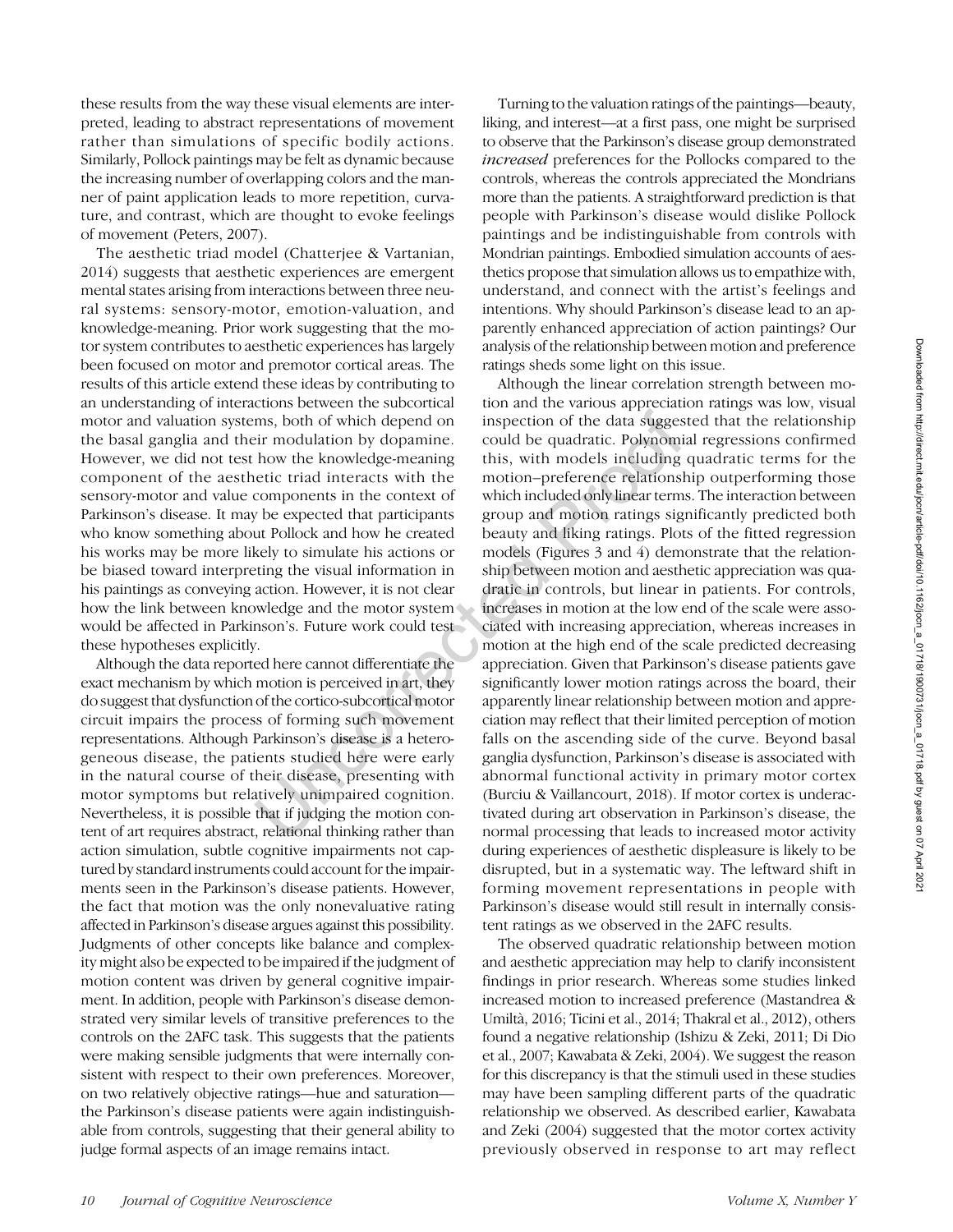these results from the way these visual elements are interpreted, leading to abstract representations of movement rather than simulations of specific bodily actions. Similarly, Pollock paintings may be felt as dynamic because the increasing number of overlapping colors and the manner of paint application leads to more repetition, curvature, and contrast, which are thought to evoke feelings of movement (Peters, 2007).

The aesthetic triad model (Chatterjee & Vartanian, 2014) suggests that aesthetic experiences are emergent mental states arising from interactions between three neural systems: sensory-motor, emotion-valuation, and knowledge-meaning. Prior work suggesting that the motor system contributes to aesthetic experiences has largely been focused on motor and premotor cortical areas. The results of this article extend these ideas by contributing to an understanding of interactions between the subcortical motor and valuation systems, both of which depend on the basal ganglia and their modulation by dopamine. However, we did not test how the knowledge-meaning component of the aesthetic triad interacts with the sensory-motor and value components in the context of Parkinson's disease. It may be expected that participants who know something about Pollock and how he created his works may be more likely to simulate his actions or be biased toward interpreting the visual information in his paintings as conveying action. However, it is not clear how the link between knowledge and the motor system would be affected in Parkinson's. Future work could test these hypotheses explicitly.

Although the data reported here cannot differentiate the exact mechanism by which motion is perceived in art, they do suggest that dysfunction of the cortico-subcortical motor circuit impairs the process of forming such movement representations. Although Parkinson's disease is a heterogeneous disease, the patients studied here were early in the natural course of their disease, presenting with motor symptoms but relatively unimpaired cognition. Nevertheless, it is possible that if judging the motion content of art requires abstract, relational thinking rather than action simulation, subtle cognitive impairments not captured by standard instruments could account for the impairments seen in the Parkinson's disease patients. However, the fact that motion was the only nonevaluative rating affected in Parkinson's disease argues against this possibility. Judgments of other concepts like balance and complexity might also be expected to be impaired if the judgment of motion content was driven by general cognitive impairment. In addition, people with Parkinson's disease demonstrated very similar levels of transitive preferences to the controls on the 2AFC task. This suggests that the patients were making sensible judgments that were internally consistent with respect to their own preferences. Moreover, on two relatively objective ratings—hue and saturation—the Parkinson's disease patients were again indistinguishable from controls, suggesting that their general ability to judge formal aspects of an image remains intact.

Turning to the valuation ratings of the paintings—beauty, liking, and interest—at a first pass, one might be surprised to observe that the Parkinson's disease group demonstrated *increased* preferences for the Pollocks compared to the controls, whereas the controls appreciated the Mondrians more than the patients. A straightforward prediction is that people with Parkinson's disease would dislike Pollock paintings and be indistinguishable from controls with Mondrian paintings. Embodied simulation accounts of aesthetics propose that simulation allows us to empathize with, understand, and connect with the artist's feelings and intentions. Why should Parkinson's disease lead to an apparently enhanced appreciation of action paintings? Our analysis of the relationship between motion and preference ratings sheds some light on this issue.

Although the linear correlation strength between motion and the various appreciation ratings was low, visual inspection of the data suggested that the relationship could be quadratic. Polynomial regressions confirmed this, with models including quadratic terms for the motion–preference relationship outperforming those which included only linear terms. The interaction between group and motion ratings significantly predicted both beauty and liking ratings. Plots of the fitted regression models (Figures 3 and 4) demonstrate that the relationship between motion and aesthetic appreciation was quadratic in controls, but linear in patients. For controls, increases in motion at the low end of the scale were associated with increasing appreciation, whereas increases in motion at the high end of the scale predicted decreasing appreciation. Given that Parkinson's disease patients gave significantly lower motion ratings across the board, their apparently linear relationship between motion and appreciation may reflect that their limited perception of motion falls on the ascending side of the curve. Beyond basal ganglia dysfunction, Parkinson's disease is associated with abnormal functional activity in primary motor cortex (Burciu & Vaillancourt, 2018). If motor cortex is underactivated during art observation in Parkinson's disease, the normal processing that leads to increased motor activity during experiences of aesthetic displeasure is likely to be disrupted, but in a systematic way. The leftward shift in forming movement representations in people with Parkinson's disease would still result in internally consistent ratings as we observed in the 2AFC results.

The observed quadratic relationship between motion and aesthetic appreciation may help to clarify inconsistent findings in prior research. Whereas some studies linked increased motion to increased preference (Mastandrea & Umiltà, 2016; Ticini et al., 2014; Thakral et al., 2012), others found a negative relationship (Ishizu & Zeki, 2011; Di Dio et al., 2007; Kawabata & Zeki, 2004). We suggest the reason for this discrepancy is that the stimuli used in these studies may have been sampling different parts of the quadratic relationship we observed. As described earlier, Kawabata and Zeki (2004) suggested that the motor cortex activity previously observed in response to art may reflect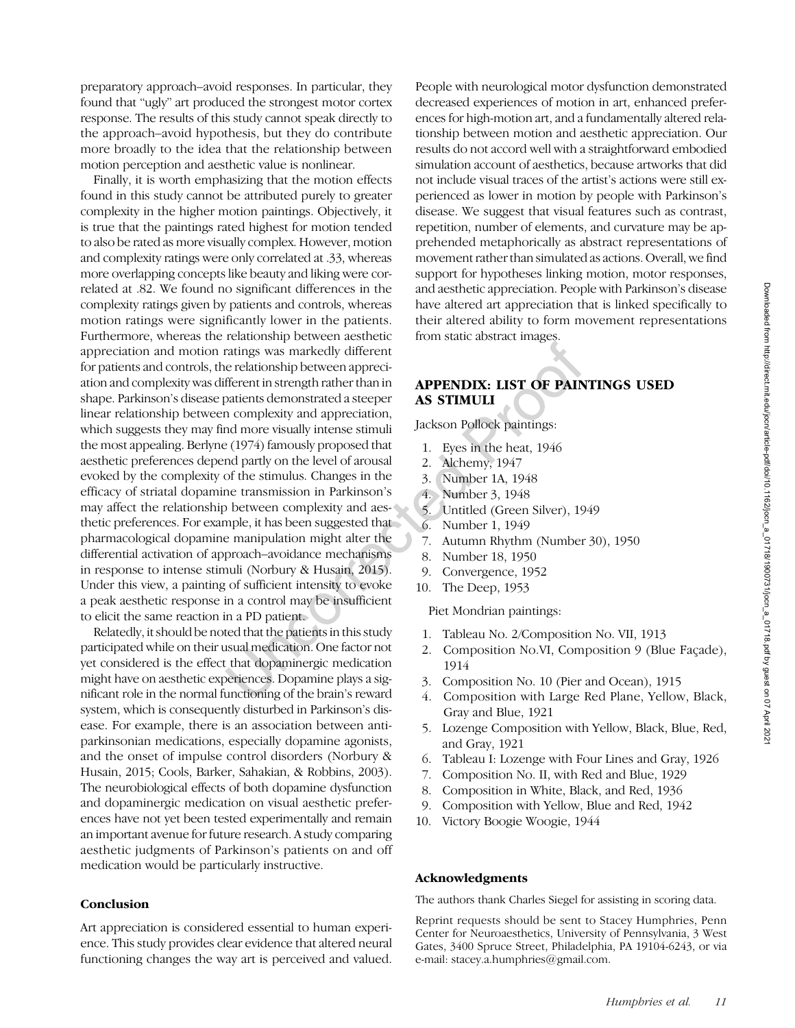preparatory approach–avoid responses. In particular, they found that "ugly" art produced the strongest motor cortex response. The results of this study cannot speak directly to the approach–avoid hypothesis, but they do contribute more broadly to the idea that the relationship between motion perception and aesthetic value is nonlinear.

Finally, it is worth emphasizing that the motion effects found in this study cannot be attributed purely to greater complexity in the higher motion paintings. Objectively, it is true that the paintings rated highest for motion tended to also be rated as more visually complex. However, motion and complexity ratings were only correlated at .33, whereas more overlapping concepts like beauty and liking were correlated at .82. We found no significant differences in the complexity ratings given by patients and controls, whereas motion ratings were significantly lower in the patients. Furthermore, whereas the relationship between aesthetic appreciation and motion ratings was markedly different for patients and controls, the relationship between appreciation and complexity was different in strength rather than in shape. Parkinson's disease patients demonstrated a steeper linear relationship between complexity and appreciation, which suggests they may find more visually intense stimuli the most appealing. Berlyne (1974) famously proposed that aesthetic preferences depend partly on the level of arousal evoked by the complexity of the stimulus. Changes in the efficacy of striatal dopamine transmission in Parkinson's may affect the relationship between complexity and aesthetic preferences. For example, it has been suggested that pharmacological dopamine manipulation might alter the differential activation of approach–avoidance mechanisms in response to intense stimuli (Norbury & Husain, 2015). Under this view, a painting of sufficient intensity to evoke a peak aesthetic response in a control may be insufficient to elicit the same reaction in a PD patient.

Relatedly, it should be noted that the patients in this study participated while on their usual medication. One factor not yet considered is the effect that dopaminergic medication might have on aesthetic experiences. Dopamine plays a significant role in the normal functioning of the brain's reward system, which is consequently disturbed in Parkinson's disease. For example, there is an association between antiparkinsonian medications, especially dopamine agonists, and the onset of impulse control disorders (Norbury & Husain, 2015; Cools, Barker, Sahakian, & Robbins, 2003). The neurobiological effects of both dopamine dysfunction and dopaminergic medication on visual aesthetic preferences have not yet been tested experimentally and remain an important avenue for future research. A study comparing aesthetic judgments of Parkinson's patients on and off medication would be particularly instructive.

### Conclusion

Art appreciation is considered essential to human experience. This study provides clear evidence that altered neural functioning changes the way art is perceived and valued. People with neurological motor dysfunction demonstrated decreased experiences of motion in art, enhanced preferences for high-motion art, and a fundamentally altered relationship between motion and aesthetic appreciation. Our results do not accord well with a straightforward embodied simulation account of aesthetics, because artworks that did not include visual traces of the artist's actions were still experienced as lower in motion by people with Parkinson's disease. We suggest that visual features such as contrast, repetition, number of elements, and curvature may be apprehended metaphorically as abstract representations of movement rather than simulated as actions. Overall, we find support for hypotheses linking motion, motor responses, and aesthetic appreciation. People with Parkinson's disease have altered art appreciation that is linked specifically to their altered ability to form movement representations from static abstract images.

## APPENDIX: LIST OF PAINTINGS USED AS STIMULI

Jackson Pollock paintings:

1. Eyes in the heat, 1946
2. Alchemy, 1947
3. Number 1A, 1948
4. Number 3, 1948
5. Untitled (Green Silver), 1949
6. Number 1, 1949
7. Autumn Rhythm (Number 30), 1950
8. Number 18, 1950
9. Convergence, 1952
10. The Deep, 1953

Piet Mondrian paintings:

1. Tableau No. 2/Composition No. VII, 1913
2. Composition No.VI, Composition 9 (Blue Façade), 1914
3. Composition No. 10 (Pier and Ocean), 1915
4. Composition with Large Red Plane, Yellow, Black, Gray and Blue, 1921
5. Lozenge Composition with Yellow, Black, Blue, Red, and Gray, 1921
6. Tableau I: Lozenge with Four Lines and Gray, 1926
7. Composition No. II, with Red and Blue, 1929
8. Composition in White, Black, and Red, 1936
9. Composition with Yellow, Blue and Red, 1942
10. Victory Boogie Woogie, 1944

### Acknowledgments

The authors thank Charles Siegel for assisting in scoring data.

Reprint requests should be sent to Stacey Humphries, Penn Center for Neuroaesthetics, University of Pennsylvania, 3 West Gates, 3400 Spruce Street, Philadelphia, PA 19104-6243, or via e-mail: stacey.a.humphries@gmail.com.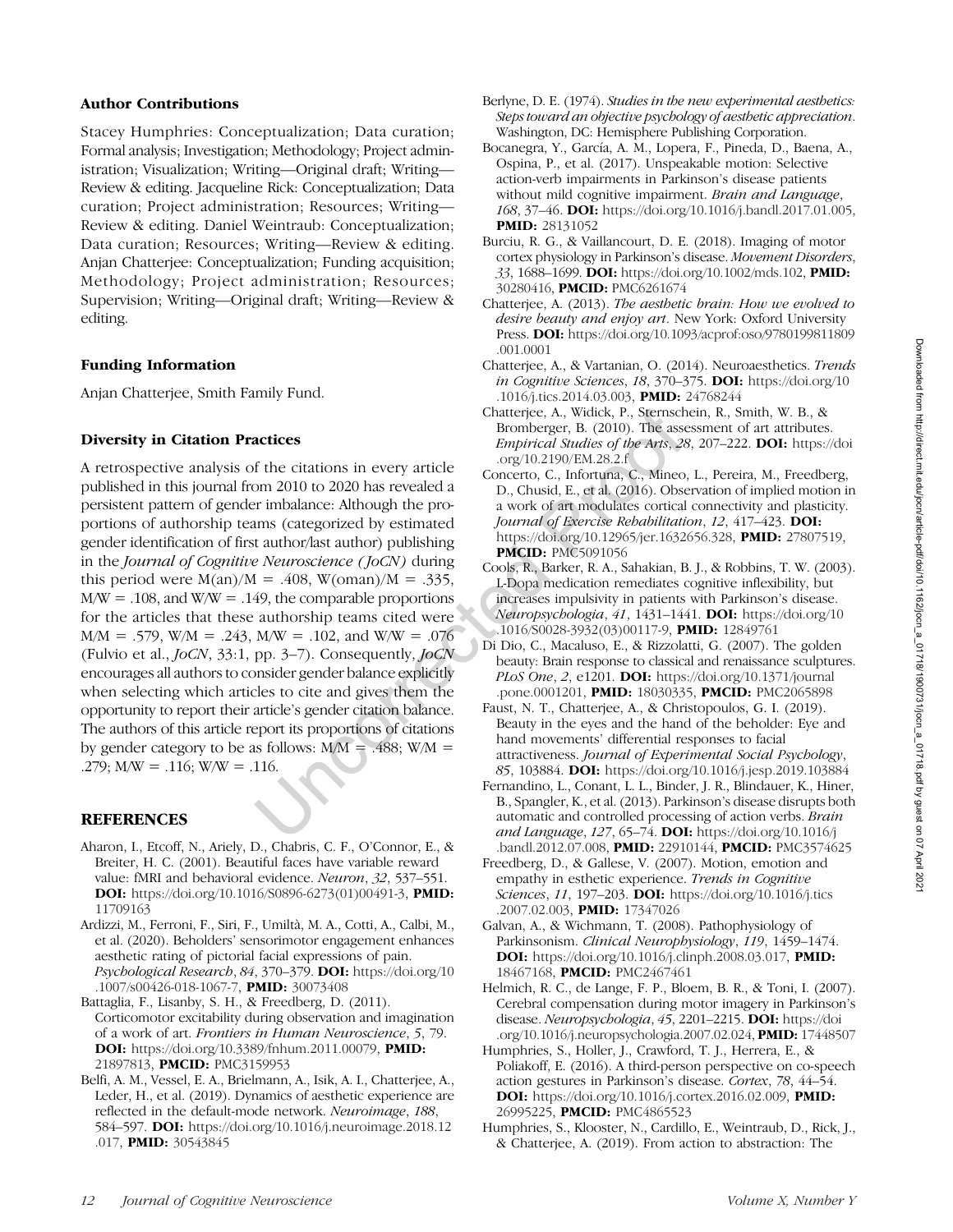### Author Contributions

Stacey Humphries: Conceptualization; Data curation; Formal analysis; Investigation; Methodology; Project administration; Visualization; Writing—Original draft; Writing—Review & editing. Jacqueline Rick: Conceptualization; Data curation; Project administration; Resources; Writing—Review & editing. Daniel Weintraub: Conceptualization; Data curation; Resources; Writing—Review & editing. Anjan Chatterjee: Conceptualization; Funding acquisition; Methodology; Project administration; Resources; Supervision; Writing—Original draft; Writing—Review & editing.

### Funding Information

Anjan Chatterjee, Smith Family Fund.

### Diversity in Citation Practices

A retrospective analysis of the citations in every article published in this journal from 2010 to 2020 has revealed a persistent pattern of gender imbalance: Although the proportions of authorship teams (categorized by estimated gender identification of first author/last author) publishing in the *Journal of Cognitive Neuroscience (JoCN)* during this period were M(an)/M = .408, W(oman)/M = .335, M/W = .108, and W/W = .149, the comparable proportions for the articles that these authorship teams cited were M/M = .579, W/M = .243, M/W = .102, and W/W = .076 (Fulvio et al., *JoCN*, 33:1, pp. 3–7). Consequently, *JoCN* encourages all authors to consider gender balance explicitly when selecting which articles to cite and gives them the opportunity to report their article's gender citation balance. The authors of this article report its proportions of citations by gender category to be as follows: M/M = .488; W/M = .279; M/W = .116; W/W = .116.

## REFERENCES

Aharon, I., Etcoff, N., Ariely, D., Chabris, C. F., O'Connor, E., & Breiter, H. C. (2001). Beautiful faces have variable reward value: fMRI and behavioral evidence. *Neuron*, *32*, 537–551. **DOI:** https://doi.org/10.1016/S0896-6273(01)00491-3, **PMID:** 11709163

Ardizzi, M., Ferroni, F., Siri, F., Umiltà, M. A., Cotti, A., Calbi, M., et al. (2020). Beholders' sensorimotor engagement enhances aesthetic rating of pictorial facial expressions of pain. *Psychological Research*, *84*, 370–379. **DOI:** https://doi.org/10.1007/s00426-018-1067-7, **PMID:** 30073408

Battaglia, F., Lisanby, S. H., & Freedberg, D. (2011). Corticomotor excitability during observation and imagination of a work of art. *Frontiers in Human Neuroscience*, *5*, 79. **DOI:** https://doi.org/10.3389/fnhum.2011.00079, **PMID:** 21897813, **PMCID:** PMC3159953

Belfi, A. M., Vessel, E. A., Brielmann, A., Isik, A. I., Chatterjee, A., Leder, H., et al. (2019). Dynamics of aesthetic experience are reflected in the default-mode network. *Neuroimage*, *188*, 584–597. **DOI:** https://doi.org/10.1016/j.neuroimage.2018.12.017, **PMID:** 30543845

Berlyne, D. E. (1974). *Studies in the new experimental aesthetics: Steps toward an objective psychology of aesthetic appreciation*. Washington, DC: Hemisphere Publishing Corporation.

Bocanegra, Y., García, A. M., Lopera, F., Pineda, D., Baena, A., Ospina, P., et al. (2017). Unspeakable motion: Selective action-verb impairments in Parkinson's disease patients without mild cognitive impairment. *Brain and Language*, *168*, 37–46. **DOI:** https://doi.org/10.1016/j.bandl.2017.01.005, **PMID:** 28131052

Burciu, R. G., & Vaillancourt, D. E. (2018). Imaging of motor cortex physiology in Parkinson's disease. *Movement Disorders*, *33*, 1688–1699. **DOI:** https://doi.org/10.1002/mds.102, **PMID:** 30280416, **PMCID:** PMC6261674

Chatterjee, A. (2013). *The aesthetic brain: How we evolved to desire beauty and enjoy art*. New York: Oxford University Press. **DOI:** https://doi.org/10.1093/acprof:oso/9780199811809.001.0001

Chatterjee, A., & Vartanian, O. (2014). Neuroaesthetics. *Trends in Cognitive Sciences*, *18*, 370–375. **DOI:** https://doi.org/10.1016/j.tics.2014.03.003, **PMID:** 24768244

Chatterjee, A., Widick, P., Sternschein, R., Smith, W. B., & Bromberger, B. (2010). The assessment of art attributes. *Empirical Studies of the Arts*, *28*, 207–222. **DOI:** https://doi.org/10.2190/EM.28.2.f

Concerto, C., Infortuna, C., Mineo, L., Pereira, M., Freedberg, D., Chusid, E., et al. (2016). Observation of implied motion in a work of art modulates cortical connectivity and plasticity. *Journal of Exercise Rehabilitation*, *12*, 417–423. **DOI:** https://doi.org/10.12965/jer.1632656.328, **PMID:** 27807519, **PMCID:** PMC5091056

Cools, R., Barker, R. A., Sahakian, B. J., & Robbins, T. W. (2003). L-Dopa medication remediates cognitive inflexibility, but increases impulsivity in patients with Parkinson's disease. *Neuropsychologia*, *41*, 1431–1441. **DOI:** https://doi.org/10.1016/S0028-3932(03)00117-9, **PMID:** 12849761

Di Dio, C., Macaluso, E., & Rizzolatti, G. (2007). The golden beauty: Brain response to classical and renaissance sculptures. *PLoS One*, *2*, e1201. **DOI:** https://doi.org/10.1371/journal.pone.0001201, **PMID:** 18030335, **PMCID:** PMC2065898

Faust, N. T., Chatterjee, A., & Christopoulos, G. I. (2019). Beauty in the eyes and the hand of the beholder: Eye and hand movements' differential responses to facial attractiveness. *Journal of Experimental Social Psychology*, *85*, 103884. **DOI:** https://doi.org/10.1016/j.jesp.2019.103884

Fernandino, L., Conant, L. L., Binder, J. R., Blindauer, K., Hiner, B., Spangler, K., et al. (2013). Parkinson's disease disrupts both automatic and controlled processing of action verbs. *Brain and Language*, *127*, 65–74. **DOI:** https://doi.org/10.1016/j.bandl.2012.07.008, **PMID:** 22910144, **PMCID:** PMC3574625

Freedberg, D., & Gallese, V. (2007). Motion, emotion and empathy in esthetic experience. *Trends in Cognitive Sciences*, *11*, 197–203. **DOI:** https://doi.org/10.1016/j.tics.2007.02.003, **PMID:** 17347026

Galvan, A., & Wichmann, T. (2008). Pathophysiology of Parkinsonism. *Clinical Neurophysiology*, *119*, 1459–1474. **DOI:** https://doi.org/10.1016/j.clinph.2008.03.017, **PMID:** 18467168, **PMCID:** PMC2467461

Helmich, R. C., de Lange, F. P., Bloem, B. R., & Toni, I. (2007). Cerebral compensation during motor imagery in Parkinson's disease. *Neuropsychologia*, *45*, 2201–2215. **DOI:** https://doi.org/10.1016/j.neuropsychologia.2007.02.024, **PMID:** 17448507

Humphries, S., Holler, J., Crawford, T. J., Herrera, E., & Poliakoff, E. (2016). A third-person perspective on co-speech action gestures in Parkinson's disease. *Cortex*, *78*, 44–54. **DOI:** https://doi.org/10.1016/j.cortex.2016.02.009, **PMID:** 26995225, **PMCID:** PMC4865523

Humphries, S., Klooster, N., Cardillo, E., Weintraub, D., Rick, J., & Chatterjee, A. (2019). From action to abstraction: The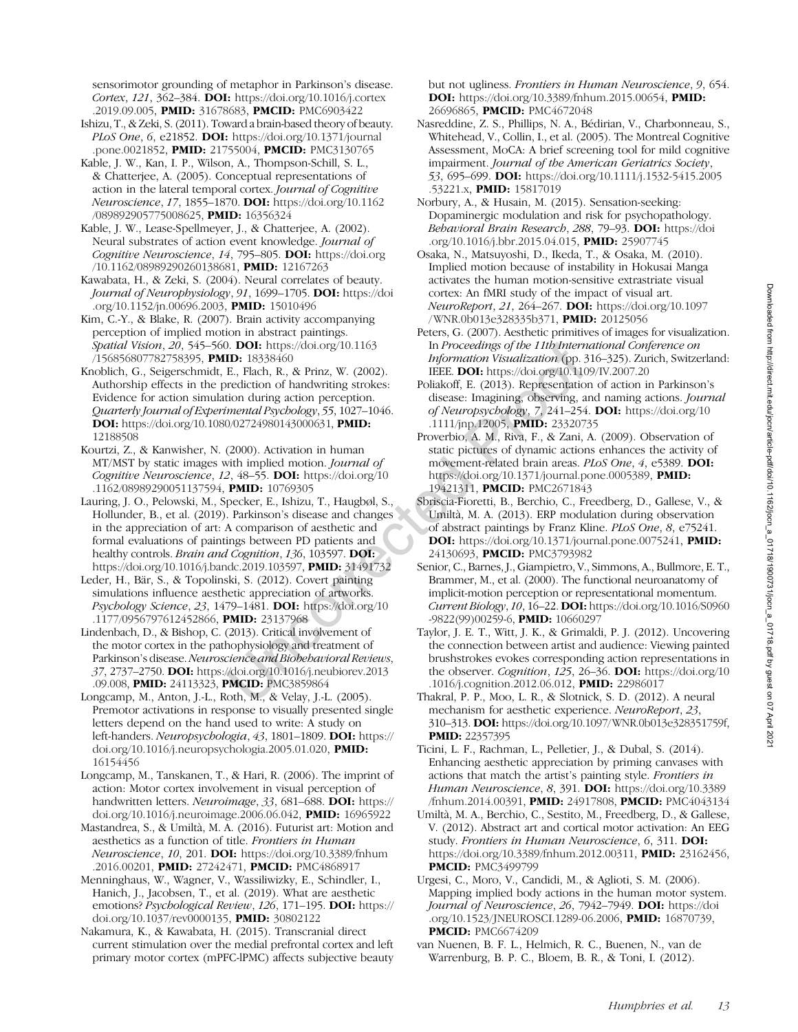sensorimotor grounding of metaphor in Parkinson's disease. *Cortex*, *121*, 362–384. **DOI:** https://doi.org/10.1016/j.cortex.2019.09.005, **PMID:** 31678683, **PMCID:** PMC6903422

Ishizu, T., & Zeki, S. (2011). Toward a brain-based theory of beauty. *PLoS One*, *6*, e21852. **DOI:** https://doi.org/10.1371/journal.pone.0021852, **PMID:** 21755004, **PMCID:** PMC3130765

Kable, J. W., Kan, I. P., Wilson, A., Thompson-Schill, S. L., & Chatterjee, A. (2005). Conceptual representations of action in the lateral temporal cortex. *Journal of Cognitive Neuroscience*, *17*, 1855–1870. **DOI:** https://doi.org/10.1162/089892905775008625, **PMID:** 16356324

Kable, J. W., Lease-Spellmeyer, J., & Chatterjee, A. (2002). Neural substrates of action event knowledge. *Journal of Cognitive Neuroscience*, *14*, 795–805. **DOI:** https://doi.org/10.1162/08989290260138681, **PMID:** 12167263

Kawabata, H., & Zeki, S. (2004). Neural correlates of beauty. *Journal of Neurophysiology*, *91*, 1699–1705. **DOI:** https://doi.org/10.1152/jn.00696.2003, **PMID:** 15010496

Kim, C.-Y., & Blake, R. (2007). Brain activity accompanying perception of implied motion in abstract paintings. *Spatial Vision*, *20*, 545–560. **DOI:** https://doi.org/10.1163/156856807782758395, **PMID:** 18338460

Knoblich, G., Seigerschmidt, E., Flach, R., & Prinz, W. (2002). Authorship effects in the prediction of handwriting strokes: Evidence for action simulation during action perception. *Quarterly Journal of Experimental Psychology*, *55*, 1027–1046. **DOI:** https://doi.org/10.1080/02724980143000631, **PMID:** 12188508

Kourtzi, Z., & Kanwisher, N. (2000). Activation in human MT/MST by static images with implied motion. *Journal of Cognitive Neuroscience*, *12*, 48–55. **DOI:** https://doi.org/10.1162/08989290051137594, **PMID:** 10769305

Lauring, J. O., Pelowski, M., Specker, E., Ishizu, T., Haugbøl, S., Hollunder, B., et al. (2019). Parkinson's disease and changes in the appreciation of art: A comparison of aesthetic and formal evaluations of paintings between PD patients and healthy controls. *Brain and Cognition*, *136*, 103597. **DOI:** https://doi.org/10.1016/j.bandc.2019.103597, **PMID:** 31491732

Leder, H., Bär, S., & Topolinski, S. (2012). Covert painting simulations influence aesthetic appreciation of artworks. *Psychology Science*, *23*, 1479–1481. **DOI:** https://doi.org/10.1177/0956797612452866, **PMID:** 23137968

Lindenbach, D., & Bishop, C. (2013). Critical involvement of the motor cortex in the pathophysiology and treatment of Parkinson's disease. *Neuroscience and Biobehavioral Reviews*, *37*, 2737–2750. **DOI:** https://doi.org/10.1016/j.neubiorev.2013.09.008, **PMID:** 24113323, **PMCID:** PMC3859864

Longcamp, M., Anton, J.-L., Roth, M., & Velay, J.-L. (2005). Premotor activations in response to visually presented single letters depend on the hand used to write: A study on left-handers. *Neuropsychologia*, *43*, 1801–1809. **DOI:** https://doi.org/10.1016/j.neuropsychologia.2005.01.020, **PMID:** 16154456

Longcamp, M., Tanskanen, T., & Hari, R. (2006). The imprint of action: Motor cortex involvement in visual perception of handwritten letters. *Neuroimage*, *33*, 681–688. **DOI:** https://doi.org/10.1016/j.neuroimage.2006.06.042, **PMID:** 16965922

Mastandrea, S., & Umiltà, M. A. (2016). Futurist art: Motion and aesthetics as a function of title. *Frontiers in Human Neuroscience*, *10*, 201. **DOI:** https://doi.org/10.3389/fnhum.2016.00201, **PMID:** 27242471, **PMCID:** PMC4868917

Menninghaus, W., Wagner, V., Wassiliwizky, E., Schindler, I., Hanich, J., Jacobsen, T., et al. (2019). What are aesthetic emotions? *Psychological Review*, *126*, 171–195. **DOI:** https://doi.org/10.1037/rev0000135, **PMID:** 30802122

Nakamura, K., & Kawabata, H. (2015). Transcranial direct current stimulation over the medial prefrontal cortex and left primary motor cortex (mPFC-lPMC) affects subjective beauty but not ugliness. *Frontiers in Human Neuroscience*, *9*, 654. **DOI:** https://doi.org/10.3389/fnhum.2015.00654, **PMID:** 26696865, **PMCID:** PMC4672048

Nasreddine, Z. S., Phillips, N. A., Bédirian, V., Charbonneau, S., Whitehead, V., Collin, I., et al. (2005). The Montreal Cognitive Assessment, MoCA: A brief screening tool for mild cognitive impairment. *Journal of the American Geriatrics Society*, *53*, 695–699. **DOI:** https://doi.org/10.1111/j.1532-5415.2005.53221.x, **PMID:** 15817019

Norbury, A., & Husain, M. (2015). Sensation-seeking: Dopaminergic modulation and risk for psychopathology. *Behavioral Brain Research*, *288*, 79–93. **DOI:** https://doi.org/10.1016/j.bbr.2015.04.015, **PMID:** 25907745

Osaka, N., Matsuyoshi, D., Ikeda, T., & Osaka, M. (2010). Implied motion because of instability in Hokusai Manga activates the human motion-sensitive extrastriate visual cortex: An fMRI study of the impact of visual art. *NeuroReport*, *21*, 264–267. **DOI:** https://doi.org/10.1097/WNR.0b013e328335b371, **PMID:** 20125056

Peters, G. (2007). Aesthetic primitives of images for visualization. In *Proceedings of the 11th International Conference on Information Visualization* (pp. 316–325). Zurich, Switzerland: IEEE. **DOI:** https://doi.org/10.1109/IV.2007.20

Poliakoff, E. (2013). Representation of action in Parkinson's disease: Imagining, observing, and naming actions. *Journal of Neuropsychology*, *7*, 241–254. **DOI:** https://doi.org/10.1111/jnp.12005, **PMID:** 23320735

Proverbio, A. M., Riva, F., & Zani, A. (2009). Observation of static pictures of dynamic actions enhances the activity of movement-related brain areas. *PLoS One*, *4*, e5389. **DOI:** https://doi.org/10.1371/journal.pone.0005389, **PMID:** 19421311, **PMCID:** PMC2671843

Sbriscia-Fioretti, B., Berchio, C., Freedberg, D., Gallese, V., & Umiltà, M. A. (2013). ERP modulation during observation of abstract paintings by Franz Kline. *PLoS One*, *8*, e75241. **DOI:** https://doi.org/10.1371/journal.pone.0075241, **PMID:** 24130693, **PMCID:** PMC3793982

Senior, C., Barnes, J., Giampietro, V., Simmons, A., Bullmore, E. T., Brammer, M., et al. (2000). The functional neuroanatomy of implicit-motion perception or representational momentum. *Current Biology*, *10*, 16–22. **DOI:** https://doi.org/10.1016/S0960-9822(99)00259-6, **PMID:** 10660297

Taylor, J. E. T., Witt, J. K., & Grimaldi, P. J. (2012). Uncovering the connection between artist and audience: Viewing painted brushstrokes evokes corresponding action representations in the observer. *Cognition*, *125*, 26–36. **DOI:** https://doi.org/10.1016/j.cognition.2012.06.012, **PMID:** 22986017

Thakral, P. P., Moo, L. R., & Slotnick, S. D. (2012). A neural mechanism for aesthetic experience. *NeuroReport*, *23*, 310–313. **DOI:** https://doi.org/10.1097/WNR.0b013e328351759f, **PMID:** 22357395

Ticini, L. F., Rachman, L., Pelletier, J., & Dubal, S. (2014). Enhancing aesthetic appreciation by priming canvases with actions that match the artist's painting style. *Frontiers in Human Neuroscience*, *8*, 391. **DOI:** https://doi.org/10.3389/fnhum.2014.00391, **PMID:** 24917808, **PMCID:** PMC4043134

Umiltà, M. A., Berchio, C., Sestito, M., Freedberg, D., & Gallese, V. (2012). Abstract art and cortical motor activation: An EEG study. *Frontiers in Human Neuroscience*, *6*, 311. **DOI:** https://doi.org/10.3389/fnhum.2012.00311, **PMID:** 23162456, **PMCID:** PMC3499799

Urgesi, C., Moro, V., Candidi, M., & Aglioti, S. M. (2006). Mapping implied body actions in the human motor system. *Journal of Neuroscience*, *26*, 7942–7949. **DOI:** https://doi.org/10.1523/JNEUROSCI.1289-06.2006, **PMID:** 16870739, **PMCID:** PMC6674209

van Nuenen, B. F. L., Helmich, R. C., Buenen, N., van de Warrenburg, B. P. C., Bloem, B. R., & Toni, I. (2012).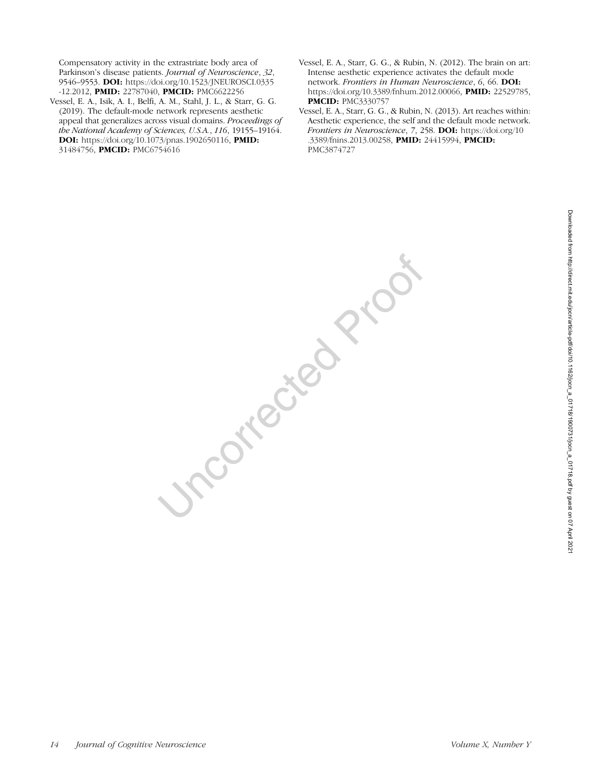Compensatory activity in the extrastriate body area of Parkinson's disease patients. *Journal of Neuroscience*, *32*, 9546–9553. **DOI:** https://doi.org/10.1523/JNEUROSCI.0335-12.2012, **PMID:** 22787040, **PMCID:** PMC6622256

Vessel, E. A., Isik, A. I., Belfi, A. M., Stahl, J. L., & Starr, G. G. (2019). The default-mode network represents aesthetic appeal that generalizes across visual domains. *Proceedings of the National Academy of Sciences, U.S.A.*, *116*, 19155–19164. **DOI:** https://doi.org/10.1073/pnas.1902650116, **PMID:** 31484756, **PMCID:** PMC6754616

Vessel, E. A., Starr, G. G., & Rubin, N. (2012). The brain on art: Intense aesthetic experience activates the default mode network. *Frontiers in Human Neuroscience*, *6*, 66. **DOI:** https://doi.org/10.3389/fnhum.2012.00066, **PMID:** 22529785, **PMCID:** PMC3330757

Vessel, E. A., Starr, G. G., & Rubin, N. (2013). Art reaches within: Aesthetic experience, the self and the default mode network. *Frontiers in Neuroscience*, *7*, 258. **DOI:** https://doi.org/10.3389/fnins.2013.00258, **PMID:** 24415994, **PMCID:** PMC3874727